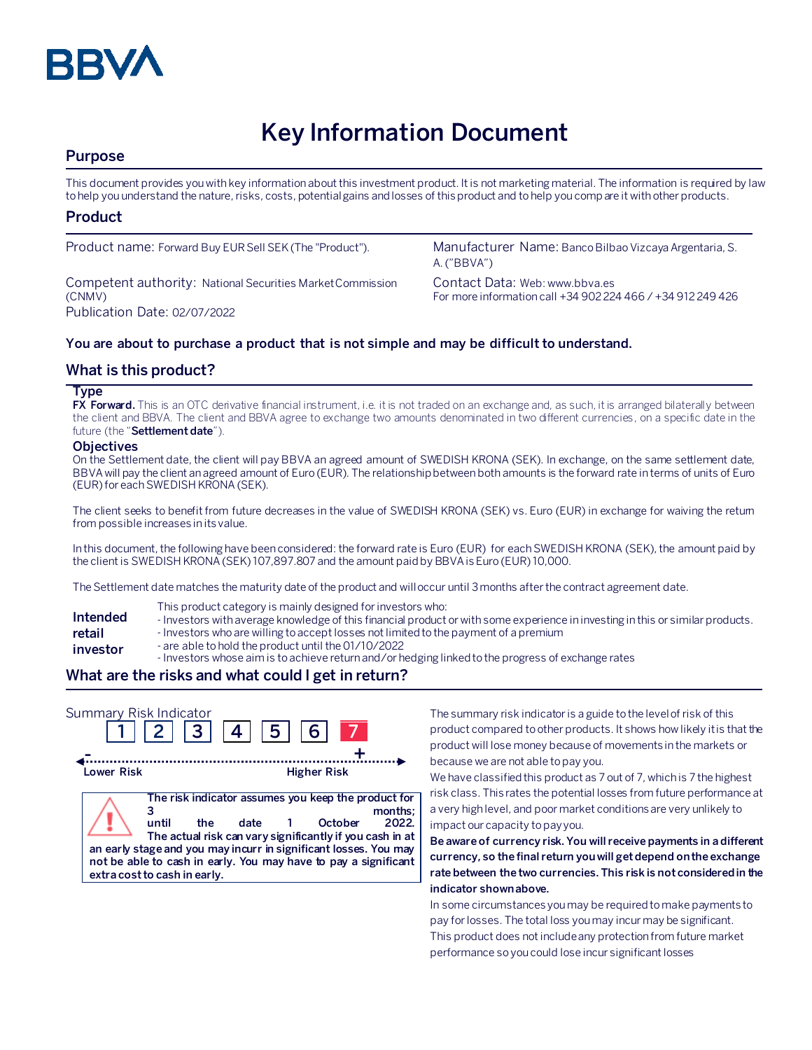# Key Information Document

## Purpose

This document provides you with key information about this investment product. It is not marketing material. The information is required by law to help you understand the nature, risks, costs, potential gains and losses of this product and to help you compare it with other products.

## Product

Product name: Forward Buy EUR Sell SEK (The "Product").

Manufacturer Name: Banco Bilbao Vizcaya Argentaria, S. A. ("BBVA")

Competent authority: National Securities Market Commission (CNMV)

Contact Data: Web: www.bbva.es
For more information call +34 902 224 466 / +34 912 249 426

Publication Date: 02/07/2022

**You are about to purchase a product that is not simple and may be difficult to understand.**

## What is this product?

### Type

**FX Forward.** This is an OTC derivative financial instrument, i.e. it is not traded on an exchange and, as such, it is arranged bilaterally between the client and BBVA. The client and BBVA agree to exchange two amounts denominated in two different currencies, on a specific date in the future (the "**Settlement date**").

### Objectives

On the Settlement date, the client will pay BBVA an agreed amount of SWEDISH KRONA (SEK). In exchange, on the same settlement date, BBVA will pay the client an agreed amount of Euro (EUR). The relationship between both amounts is the forward rate in terms of units of Euro (EUR) for each SWEDISH KRONA (SEK).

The client seeks to benefit from future decreases in the value of SWEDISH KRONA (SEK) vs. Euro (EUR) in exchange for waiving the return from possible increases in its value.

In this document, the following have been considered: the forward rate is Euro (EUR) for each SWEDISH KRONA (SEK), the amount paid by the client is SWEDISH KRONA (SEK) 107,897.807 and the amount paid by BBVA is Euro (EUR) 10,000.

The Settlement date matches the maturity date of the product and will occur until 3 months after the contract agreement date.

**Intended retail investor**

This product category is mainly designed for investors who:
- Investors with average knowledge of this financial product or with some experience in investing in this or similar products.
- Investors who are willing to accept losses not limited to the payment of a premium
- are able to hold the product until the 01/10/2022
- Investors whose aim is to achieve return and/or hedging linked to the progress of exchange rates

## What are the risks and what could I get in return?

Summary Risk Indicator

1 | 2 | 3 | 4 | 5 | 6 | **7**

Lower Risk — Higher Risk

**The risk indicator assumes you keep the product for 3 months; until the date 1 October 2022. The actual risk can vary significantly if you cash in at an early stage and you may incurr in significant losses. You may not be able to cash in early. You may have to pay a significant extra cost to cash in early.**

The summary risk indicator is a guide to the level of risk of this product compared to other products. It shows how likely it is that the product will lose money because of movements in the markets or because we are not able to pay you.

We have classified this product as 7 out of 7, which is 7 the highest risk class. This rates the potential losses from future performance at a very high level, and poor market conditions are very unlikely to impact our capacity to pay you.

**Be aware of currency risk. You will receive payments in a different currency, so the final return you will get depend on the exchange rate between the two currencies. This risk is not considered in the indicator shown above.**

In some circumstances you may be required to make payments to pay for losses. The total loss you may incur may be significant.

This product does not include any protection from future market performance so you could lose incur significant losses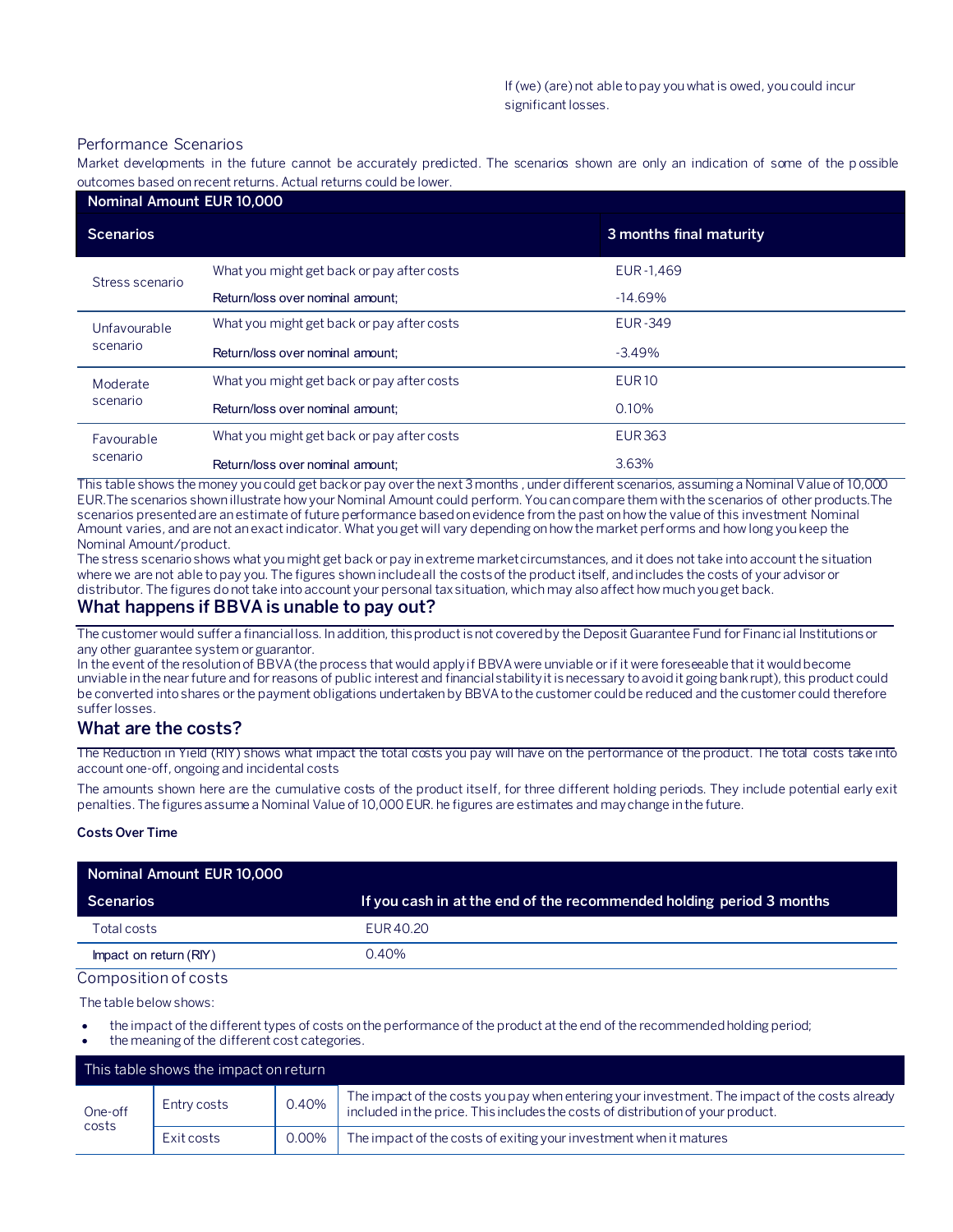If (we) (are) not able to pay you what is owed, you could incur significant losses.

### Performance Scenarios

Market developments in the future cannot be accurately predicted. The scenarios shown are only an indication of some of the possible outcomes based on recent returns. Actual returns could be lower.

| Nominal Amount EUR 10,000 | | |
|---|---|---|
| **Scenarios** | | **3 months final maturity** |
| Stress scenario | What you might get back or pay after costs | EUR -1,469 |
| | Return/loss over nominal amount; | -14.69% |
| Unfavourable scenario | What you might get back or pay after costs | EUR -349 |
| | Return/loss over nominal amount; | -3.49% |
| Moderate scenario | What you might get back or pay after costs | EUR 10 |
| | Return/loss over nominal amount; | 0.10% |
| Favourable scenario | What you might get back or pay after costs | EUR 363 |
| | Return/loss over nominal amount; | 3.63% |

This table shows the money you could get back or pay over the next 3 months , under different scenarios, assuming a Nominal Value of 10,000 EUR.The scenarios shown illustrate how your Nominal Amount could perform. You can compare them with the scenarios of other products.The scenarios presented are an estimate of future performance based on evidence from the past on how the value of this investment Nominal Amount varies, and are not an exact indicator. What you get will vary depending on how the market performs and how long you keep the Nominal Amount/product.

The stress scenario shows what you might get back or pay in extreme market circumstances, and it does not take into account the situation where we are not able to pay you. The figures shown include all the costs of the product itself, and includes the costs of your advisor or distributor. The figures do not take into account your personal tax situation, which may also affect how much you get back.

## What happens if BBVA is unable to pay out?

The customer would suffer a financial loss. In addition, this product is not covered by the Deposit Guarantee Fund for Financial Institutions or any other guarantee system or guarantor.

In the event of the resolution of BBVA (the process that would apply if BBVA were unviable or if it were foreseeable that it would become unviable in the near future and for reasons of public interest and financial stability it is necessary to avoid it going bankrupt), this product could be converted into shares or the payment obligations undertaken by BBVA to the customer could be reduced and the customer could therefore suffer losses.

## What are the costs?

The Reduction in Yield (RIY) shows what impact the total costs you pay will have on the performance of the product. The total costs take into account one-off, ongoing and incidental costs

The amounts shown here are the cumulative costs of the product itself, for three different holding periods. They include potential early exit penalties. The figures assume a Nominal Value of 10,000 EUR. he figures are estimates and may change in the future.

**Costs Over Time**

| Nominal Amount EUR 10,000 | |
|---|---|
| **Scenarios** | **If you cash in at the end of the recommended holding period 3 months** |
| Total costs | EUR 40.20 |
| Impact on return (RIY) | 0.40% |

### Composition of costs

The table below shows:

- the impact of the different types of costs on the performance of the product at the end of the recommended holding period;
- the meaning of the different cost categories.

| This table shows the impact on return | | | |
|---|---|---|---|
| One-off costs | Entry costs | 0.40% | The impact of the costs you pay when entering your investment. The impact of the costs already included in the price. This includes the costs of distribution of your product. |
| | Exit costs | 0.00% | The impact of the costs of exiting your investment when it matures |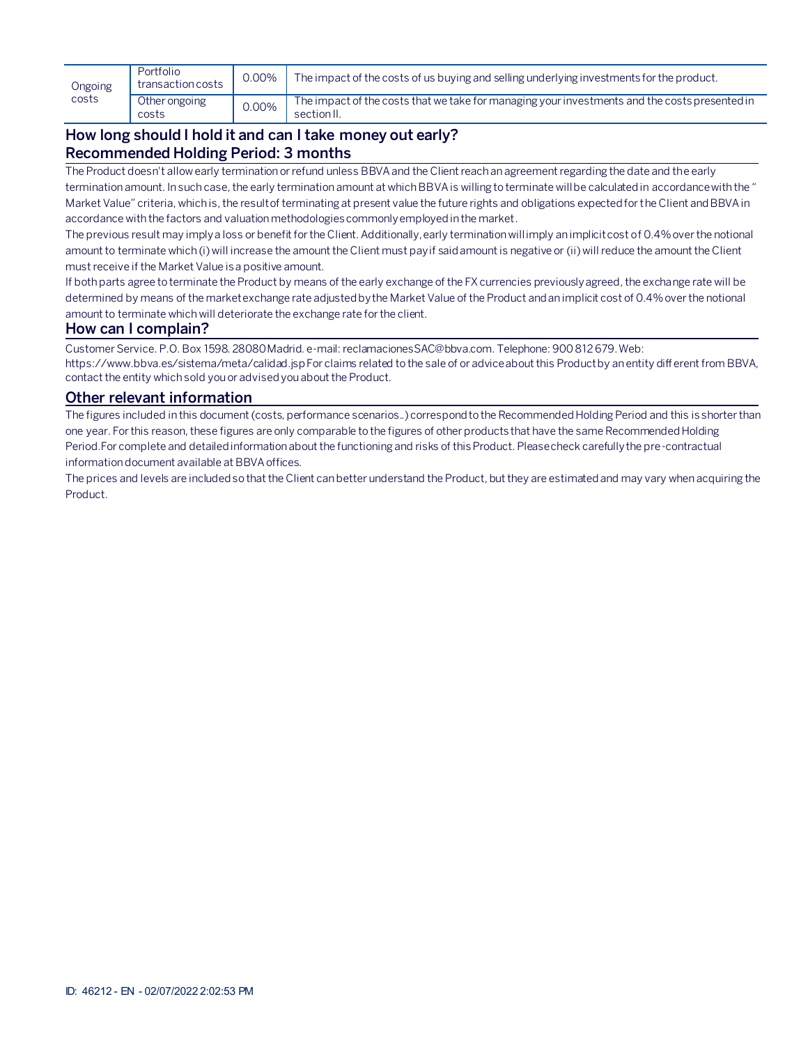| | | | |
|---|---|---|---|
| Ongoing costs | Portfolio transaction costs | 0.00% | The impact of the costs of us buying and selling underlying investments for the product. |
| | Other ongoing costs | 0.00% | The impact of the costs that we take for managing your investments and the costs presented in section II. |

## How long should I hold it and can I take money out early?

## Recommended Holding Period: 3 months

The Product doesn't allow early termination or refund unless BBVA and the Client reach an agreement regarding the date and the early termination amount. In such case, the early termination amount at which BBVA is willing to terminate will be calculated in accordance with the " Market Value" criteria, which is, the result of terminating at present value the future rights and obligations expected for the Client and BBVA in accordance with the factors and valuation methodologies commonly employed in the market.

The previous result may imply a loss or benefit for the Client. Additionally, early termination will imply an implicit cost of 0.4% over the notional amount to terminate which (i) will increase the amount the Client must pay if said amount is negative or (ii) will reduce the amount the Client must receive if the Market Value is a positive amount.

If both parts agree to terminate the Product by means of the early exchange of the FX currencies previously agreed, the exchange rate will be determined by means of the market exchange rate adjusted by the Market Value of the Product and an implicit cost of 0.4% over the notional amount to terminate which will deteriorate the exchange rate for the client.

## How can I complain?

Customer Service. P.O. Box 1598. 28080 Madrid. e-mail: reclamacionesSAC@bbva.com. Telephone: 900 812 679. Web: https://www.bbva.es/sistema/meta/calidad.jsp For claims related to the sale of or advice about this Product by an entity different from BBVA, contact the entity which sold you or advised you about the Product.

## Other relevant information

The figures included in this document (costs, performance scenarios..) correspond to the Recommended Holding Period and this is shorter than one year. For this reason, these figures are only comparable to the figures of other products that have the same Recommended Holding Period.For complete and detailed information about the functioning and risks of this Product. Please check carefully the pre-contractual information document available at BBVA offices.

The prices and levels are included so that the Client can better understand the Product, but they are estimated and may vary when acquiring the Product.

ID: 46212 - EN - 02/07/2022 2:02:53 PM